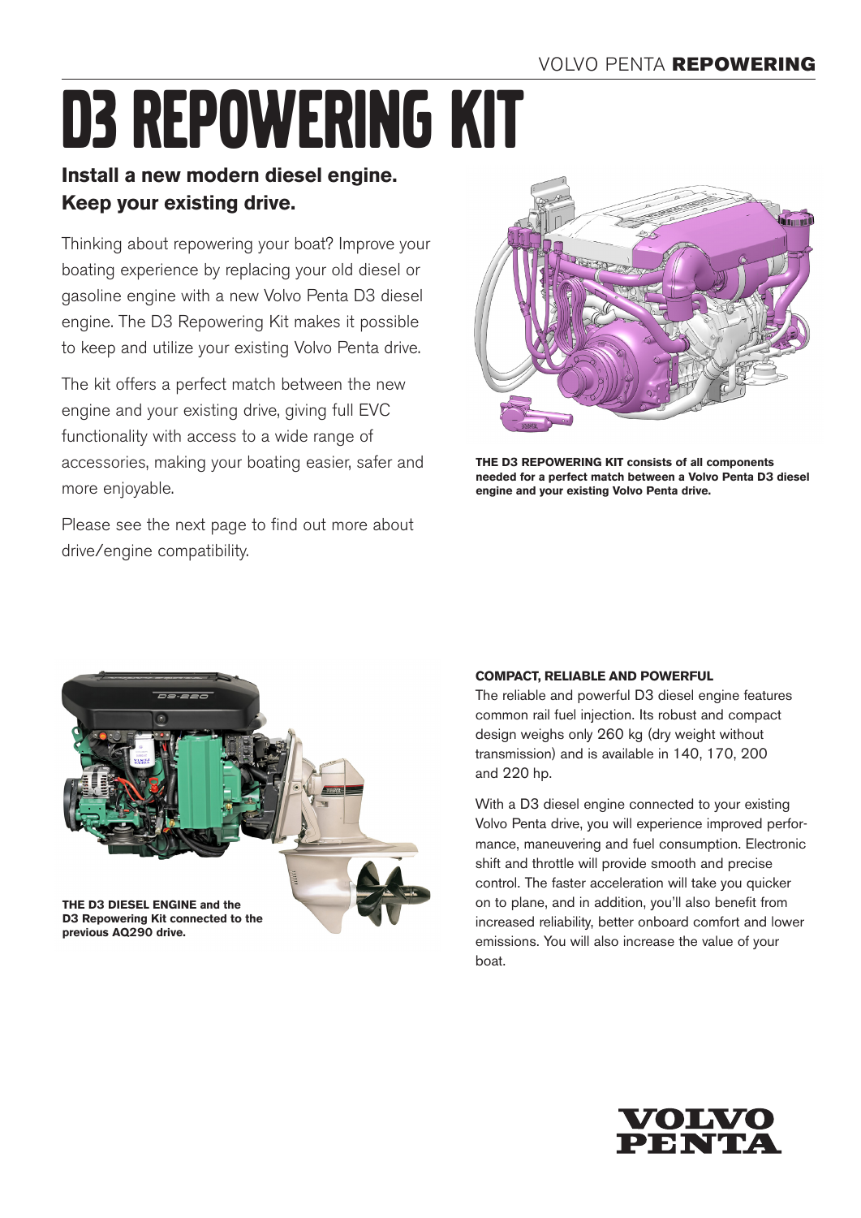# D3 REPOWERING KIT

**Install a new modern diesel engine.
Keep your existing drive.**

Thinking about repowering your boat? Improve your boating experience by replacing your old diesel or gasoline engine with a new Volvo Penta D3 diesel engine. The D3 Repowering Kit makes it possible to keep and utilize your existing Volvo Penta drive.

The kit offers a perfect match between the new engine and your existing drive, giving full EVC functionality with access to a wide range of accessories, making your boating easier, safer and more enjoyable.

Please see the next page to find out more about drive/engine compatibility.

**THE D3 REPOWERING KIT consists of all components needed for a perfect match between a Volvo Penta D3 diesel engine and your existing Volvo Penta drive.**

**THE D3 DIESEL ENGINE and the D3 Repowering Kit connected to the previous AQ290 drive.**

**COMPACT, RELIABLE AND POWERFUL**

The reliable and powerful D3 diesel engine features common rail fuel injection. Its robust and compact design weighs only 260 kg (dry weight without transmission) and is available in 140, 170, 200 and 220 hp.

With a D3 diesel engine connected to your existing Volvo Penta drive, you will experience improved performance, maneuvering and fuel consumption. Electronic shift and throttle will provide smooth and precise control. The faster acceleration will take you quicker on to plane, and in addition, you'll also benefit from increased reliability, better onboard comfort and lower emissions. You will also increase the value of your boat.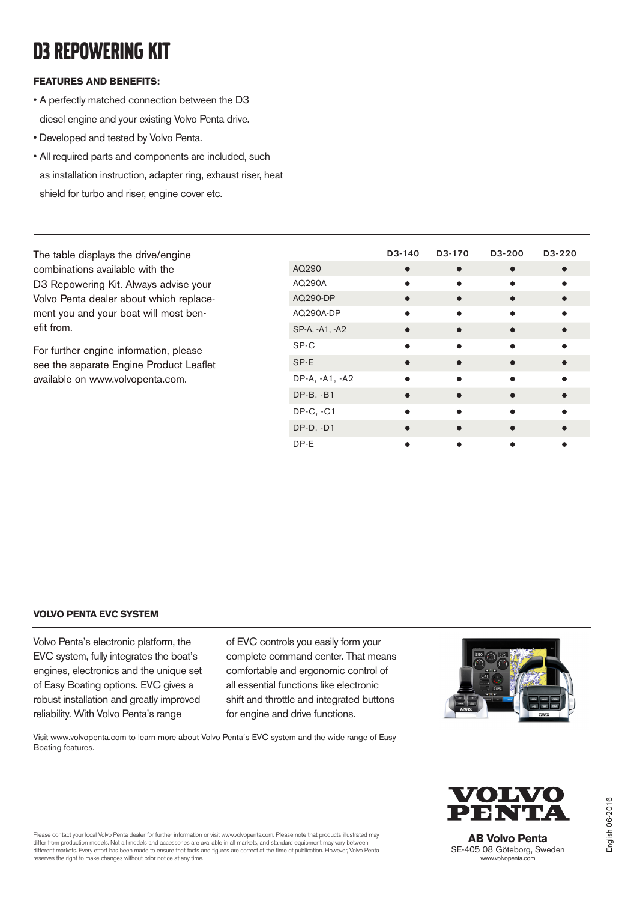# D3 REPOWERING KIT

**FEATURES AND BENEFITS:**

- A perfectly matched connection between the D3 diesel engine and your existing Volvo Penta drive.
- Developed and tested by Volvo Penta.
- All required parts and components are included, such as installation instruction, adapter ring, exhaust riser, heat shield for turbo and riser, engine cover etc.

The table displays the drive/engine combinations available with the D3 Repowering Kit. Always advise your Volvo Penta dealer about which replacement you and your boat will most benefit from.

For further engine information, please see the separate Engine Product Leaflet available on www.volvopenta.com.

| | D3-140 | D3-170 | D3-200 | D3-220 |
|---|---|---|---|---|
| AQ290 | ● | ● | ● | ● |
| AQ290A | ● | ● | ● | ● |
| AQ290-DP | ● | ● | ● | ● |
| AQ290A-DP | ● | ● | ● | ● |
| SP-A, -A1, -A2 | ● | ● | ● | ● |
| SP-C | ● | ● | ● | ● |
| SP-E | ● | ● | ● | ● |
| DP-A, -A1, -A2 | ● | ● | ● | ● |
| DP-B, -B1 | ● | ● | ● | ● |
| DP-C, -C1 | ● | ● | ● | ● |
| DP-D, -D1 | ● | ● | ● | ● |
| DP-E | ● | ● | ● | ● |

**VOLVO PENTA EVC SYSTEM**

Volvo Penta's electronic platform, the EVC system, fully integrates the boat's engines, electronics and the unique set of Easy Boating options. EVC gives a robust installation and greatly improved reliability. With Volvo Penta's range of EVC controls you easily form your complete command center. That means comfortable and ergonomic control of all essential functions like electronic shift and throttle and integrated buttons for engine and drive functions.

Visit www.volvopenta.com to learn more about Volvo Penta's EVC system and the wide range of Easy Boating features.

Please contact your local Volvo Penta dealer for further information or visit www.volvopenta.com. Please note that products illustrated may differ from production models. Not all models and accessories are available in all markets, and standard equipment may vary between different markets. Every effort has been made to ensure that facts and figures are correct at the time of publication. However, Volvo Penta reserves the right to make changes without prior notice at any time.

VOLVO PENTA

**AB Volvo Penta**
SE-405 08 Göteborg, Sweden
www.volvopenta.com

English 06-2016